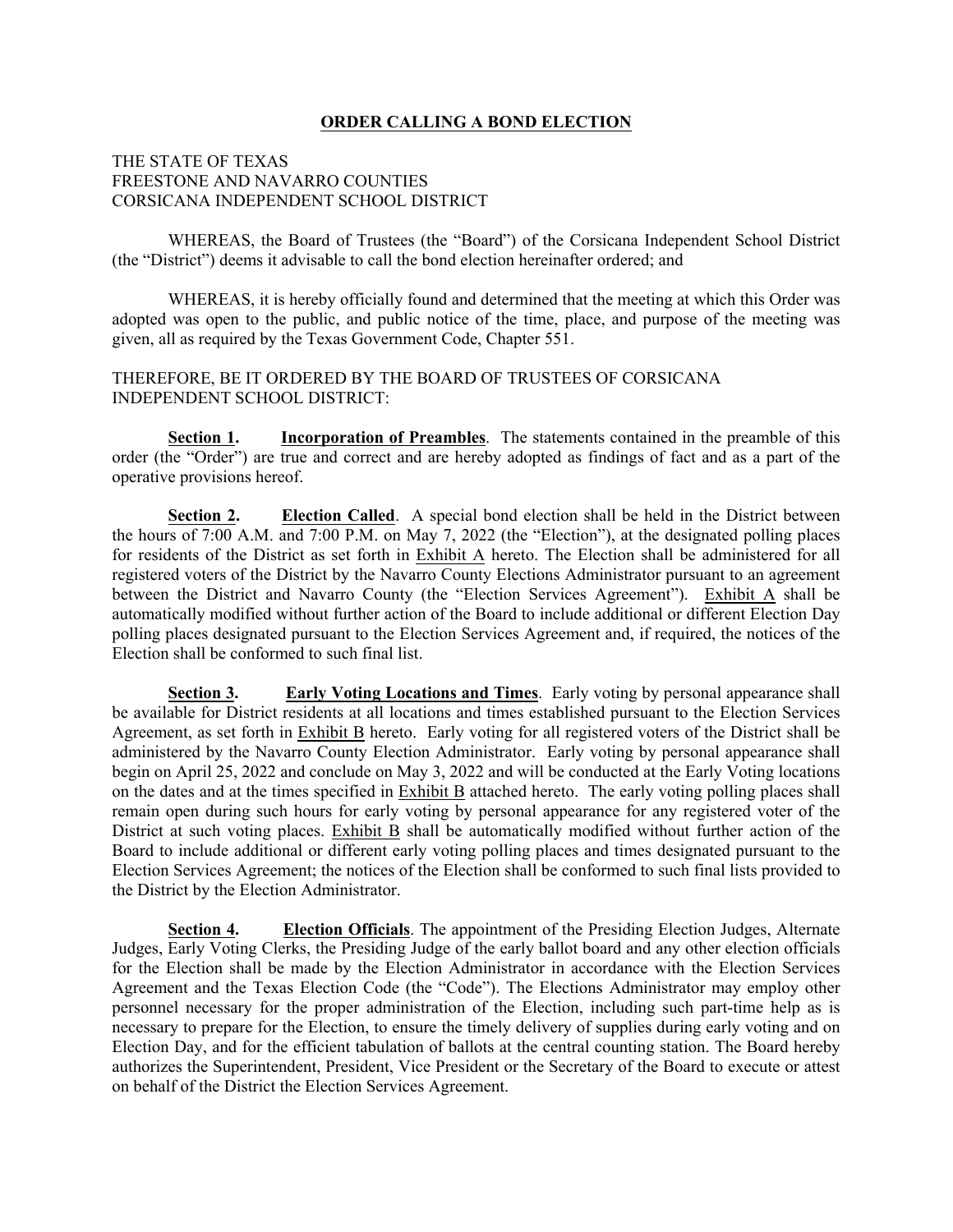# ORDER CALLING A BOND ELECTION

THE STATE OF TEXAS
FREESTONE AND NAVARRO COUNTIES
CORSICANA INDEPENDENT SCHOOL DISTRICT

WHEREAS, the Board of Trustees (the "Board") of the Corsicana Independent School District (the "District") deems it advisable to call the bond election hereinafter ordered; and

WHEREAS, it is hereby officially found and determined that the meeting at which this Order was adopted was open to the public, and public notice of the time, place, and purpose of the meeting was given, all as required by the Texas Government Code, Chapter 551.

THEREFORE, BE IT ORDERED BY THE BOARD OF TRUSTEES OF CORSICANA INDEPENDENT SCHOOL DISTRICT:

**Section 1.** **Incorporation of Preambles**. The statements contained in the preamble of this order (the "Order") are true and correct and are hereby adopted as findings of fact and as a part of the operative provisions hereof.

**Section 2.** **Election Called**. A special bond election shall be held in the District between the hours of 7:00 A.M. and 7:00 P.M. on May 7, 2022 (the "Election"), at the designated polling places for residents of the District as set forth in Exhibit A hereto. The Election shall be administered for all registered voters of the District by the Navarro County Elections Administrator pursuant to an agreement between the District and Navarro County (the "Election Services Agreement"). Exhibit A shall be automatically modified without further action of the Board to include additional or different Election Day polling places designated pursuant to the Election Services Agreement and, if required, the notices of the Election shall be conformed to such final list.

**Section 3.** **Early Voting Locations and Times**. Early voting by personal appearance shall be available for District residents at all locations and times established pursuant to the Election Services Agreement, as set forth in Exhibit B hereto. Early voting for all registered voters of the District shall be administered by the Navarro County Election Administrator. Early voting by personal appearance shall begin on April 25, 2022 and conclude on May 3, 2022 and will be conducted at the Early Voting locations on the dates and at the times specified in Exhibit B attached hereto. The early voting polling places shall remain open during such hours for early voting by personal appearance for any registered voter of the District at such voting places. Exhibit B shall be automatically modified without further action of the Board to include additional or different early voting polling places and times designated pursuant to the Election Services Agreement; the notices of the Election shall be conformed to such final lists provided to the District by the Election Administrator.

**Section 4.** **Election Officials**. The appointment of the Presiding Election Judges, Alternate Judges, Early Voting Clerks, the Presiding Judge of the early ballot board and any other election officials for the Election shall be made by the Election Administrator in accordance with the Election Services Agreement and the Texas Election Code (the "Code"). The Elections Administrator may employ other personnel necessary for the proper administration of the Election, including such part-time help as is necessary to prepare for the Election, to ensure the timely delivery of supplies during early voting and on Election Day, and for the efficient tabulation of ballots at the central counting station. The Board hereby authorizes the Superintendent, President, Vice President or the Secretary of the Board to execute or attest on behalf of the District the Election Services Agreement.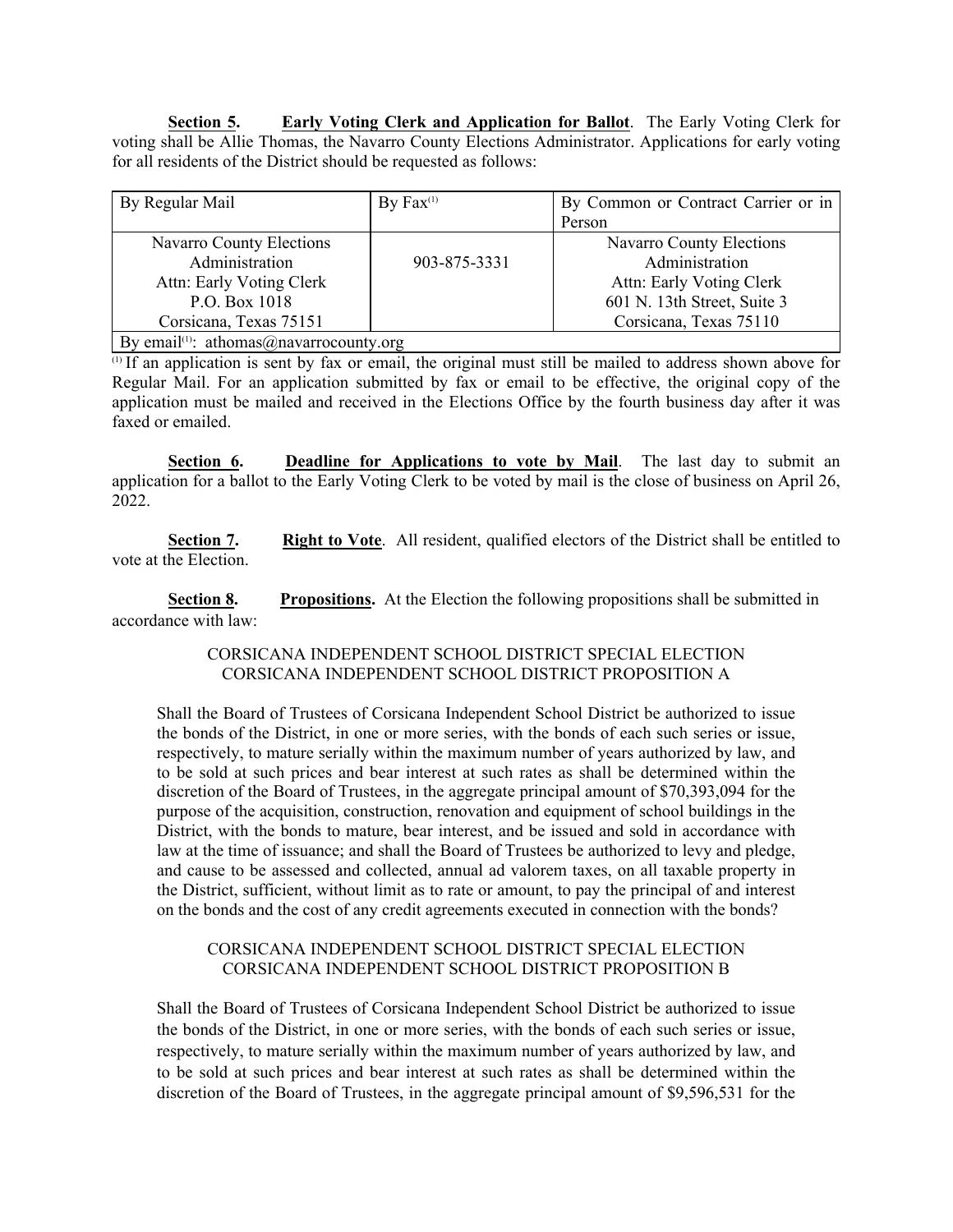**Section 5.** **Early Voting Clerk and Application for Ballot**. The Early Voting Clerk for voting shall be Allie Thomas, the Navarro County Elections Administrator. Applications for early voting for all residents of the District should be requested as follows:

| By Regular Mail | By Fax[1] | By Common or Contract Carrier or in Person |
|---|---|---|
| Navarro County Elections Administration<br>Attn: Early Voting Clerk<br>P.O. Box 1018<br>Corsicana, Texas 75151 | 903-875-3331 | Navarro County Elections Administration<br>Attn: Early Voting Clerk<br>601 N. 13th Street, Suite 3<br>Corsicana, Texas 75110 |
| By email[1]: athomas@navarrocounty.org | | |

[1] If an application is sent by fax or email, the original must still be mailed to address shown above for Regular Mail. For an application submitted by fax or email to be effective, the original copy of the application must be mailed and received in the Elections Office by the fourth business day after it was faxed or emailed.

**Section 6.** **Deadline for Applications to vote by Mail**. The last day to submit an application for a ballot to the Early Voting Clerk to be voted by mail is the close of business on April 26, 2022.

**Section 7.** **Right to Vote**. All resident, qualified electors of the District shall be entitled to vote at the Election.

**Section 8.** **Propositions.** At the Election the following propositions shall be submitted in accordance with law:

CORSICANA INDEPENDENT SCHOOL DISTRICT SPECIAL ELECTION
CORSICANA INDEPENDENT SCHOOL DISTRICT PROPOSITION A

Shall the Board of Trustees of Corsicana Independent School District be authorized to issue the bonds of the District, in one or more series, with the bonds of each such series or issue, respectively, to mature serially within the maximum number of years authorized by law, and to be sold at such prices and bear interest at such rates as shall be determined within the discretion of the Board of Trustees, in the aggregate principal amount of $70,393,094 for the purpose of the acquisition, construction, renovation and equipment of school buildings in the District, with the bonds to mature, bear interest, and be issued and sold in accordance with law at the time of issuance; and shall the Board of Trustees be authorized to levy and pledge, and cause to be assessed and collected, annual ad valorem taxes, on all taxable property in the District, sufficient, without limit as to rate or amount, to pay the principal of and interest on the bonds and the cost of any credit agreements executed in connection with the bonds?

CORSICANA INDEPENDENT SCHOOL DISTRICT SPECIAL ELECTION
CORSICANA INDEPENDENT SCHOOL DISTRICT PROPOSITION B

Shall the Board of Trustees of Corsicana Independent School District be authorized to issue the bonds of the District, in one or more series, with the bonds of each such series or issue, respectively, to mature serially within the maximum number of years authorized by law, and to be sold at such prices and bear interest at such rates as shall be determined within the discretion of the Board of Trustees, in the aggregate principal amount of $9,596,531 for the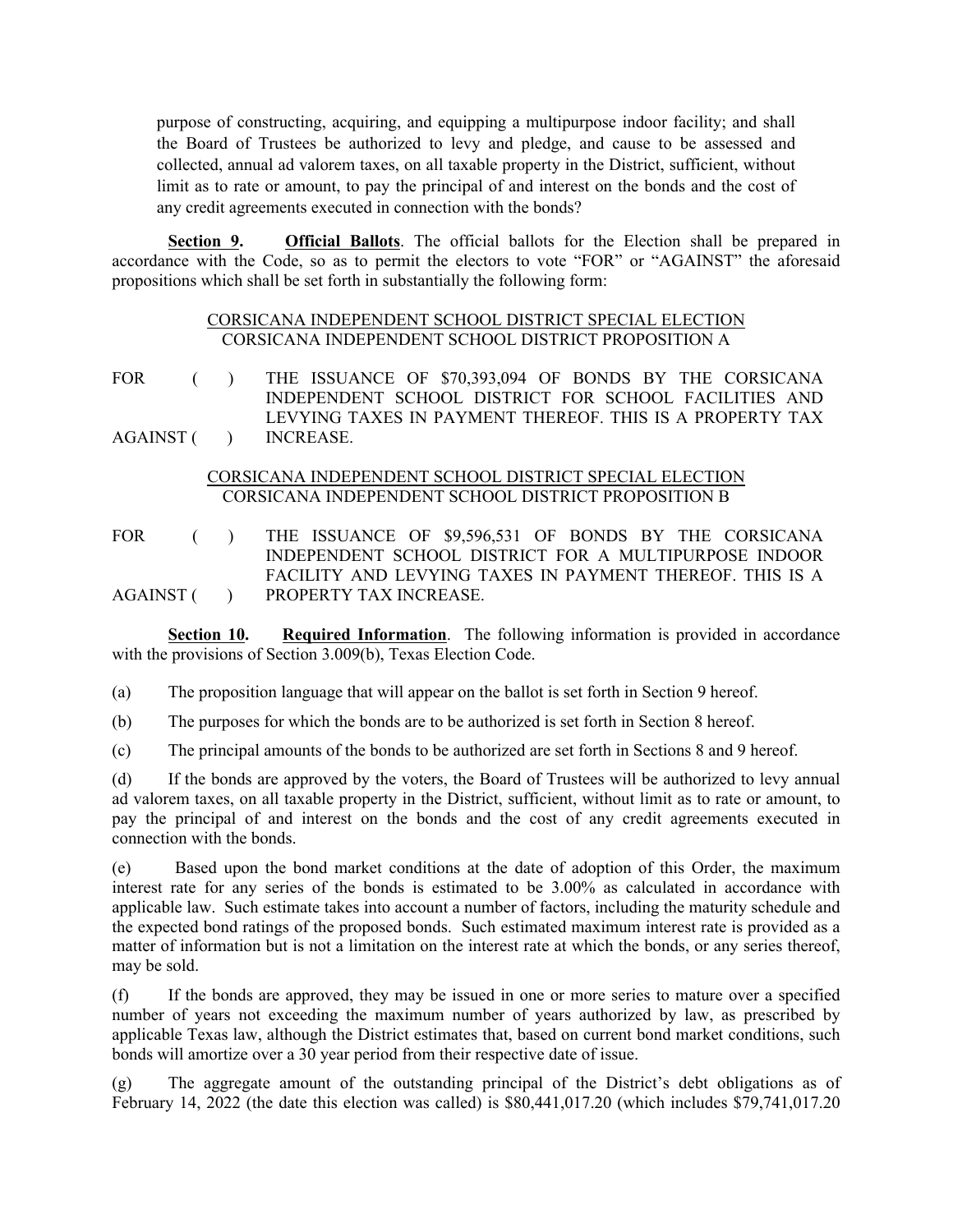purpose of constructing, acquiring, and equipping a multipurpose indoor facility; and shall the Board of Trustees be authorized to levy and pledge, and cause to be assessed and collected, annual ad valorem taxes, on all taxable property in the District, sufficient, without limit as to rate or amount, to pay the principal of and interest on the bonds and the cost of any credit agreements executed in connection with the bonds?

**Section 9.** **Official Ballots**. The official ballots for the Election shall be prepared in accordance with the Code, so as to permit the electors to vote "FOR" or "AGAINST" the aforesaid propositions which shall be set forth in substantially the following form:

CORSICANA INDEPENDENT SCHOOL DISTRICT SPECIAL ELECTION
CORSICANA INDEPENDENT SCHOOL DISTRICT PROPOSITION A

FOR ( )
AGAINST ( )

THE ISSUANCE OF $70,393,094 OF BONDS BY THE CORSICANA INDEPENDENT SCHOOL DISTRICT FOR SCHOOL FACILITIES AND LEVYING TAXES IN PAYMENT THEREOF. THIS IS A PROPERTY TAX INCREASE.

CORSICANA INDEPENDENT SCHOOL DISTRICT SPECIAL ELECTION
CORSICANA INDEPENDENT SCHOOL DISTRICT PROPOSITION B

FOR ( )
AGAINST ( )

THE ISSUANCE OF $9,596,531 OF BONDS BY THE CORSICANA INDEPENDENT SCHOOL DISTRICT FOR A MULTIPURPOSE INDOOR FACILITY AND LEVYING TAXES IN PAYMENT THEREOF. THIS IS A PROPERTY TAX INCREASE.

**Section 10.** **Required Information**. The following information is provided in accordance with the provisions of Section 3.009(b), Texas Election Code.

(a) The proposition language that will appear on the ballot is set forth in Section 9 hereof.

(b) The purposes for which the bonds are to be authorized is set forth in Section 8 hereof.

(c) The principal amounts of the bonds to be authorized are set forth in Sections 8 and 9 hereof.

(d) If the bonds are approved by the voters, the Board of Trustees will be authorized to levy annual ad valorem taxes, on all taxable property in the District, sufficient, without limit as to rate or amount, to pay the principal of and interest on the bonds and the cost of any credit agreements executed in connection with the bonds.

(e) Based upon the bond market conditions at the date of adoption of this Order, the maximum interest rate for any series of the bonds is estimated to be 3.00% as calculated in accordance with applicable law. Such estimate takes into account a number of factors, including the maturity schedule and the expected bond ratings of the proposed bonds. Such estimated maximum interest rate is provided as a matter of information but is not a limitation on the interest rate at which the bonds, or any series thereof, may be sold.

(f) If the bonds are approved, they may be issued in one or more series to mature over a specified number of years not exceeding the maximum number of years authorized by law, as prescribed by applicable Texas law, although the District estimates that, based on current bond market conditions, such bonds will amortize over a 30 year period from their respective date of issue.

(g) The aggregate amount of the outstanding principal of the District's debt obligations as of February 14, 2022 (the date this election was called) is $80,441,017.20 (which includes $79,741,017.20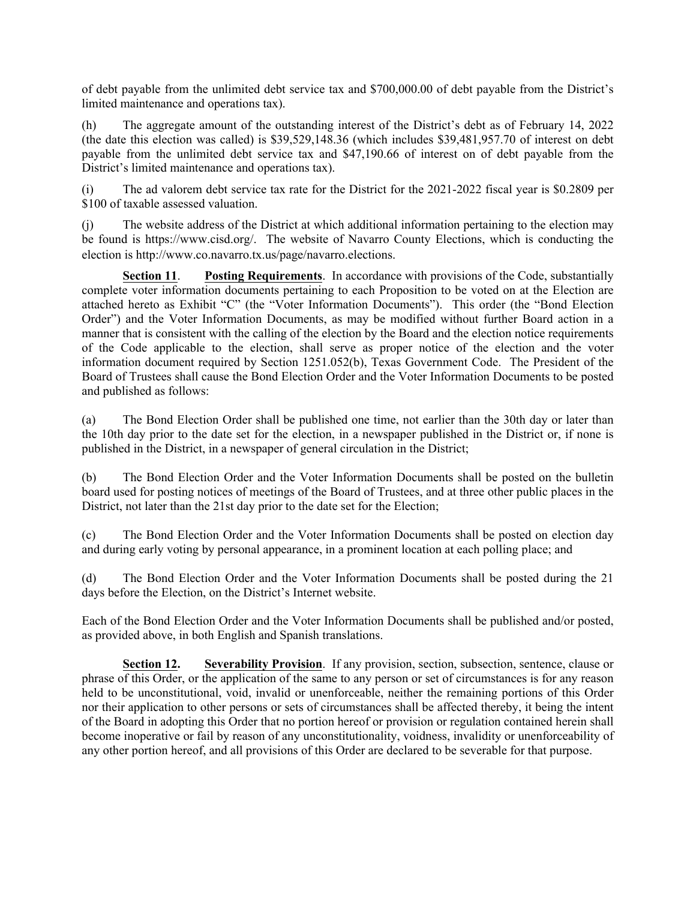of debt payable from the unlimited debt service tax and $700,000.00 of debt payable from the District's limited maintenance and operations tax).

(h) The aggregate amount of the outstanding interest of the District's debt as of February 14, 2022 (the date this election was called) is $39,529,148.36 (which includes $39,481,957.70 of interest on debt payable from the unlimited debt service tax and $47,190.66 of interest on of debt payable from the District's limited maintenance and operations tax).

(i) The ad valorem debt service tax rate for the District for the 2021-2022 fiscal year is $0.2809 per $100 of taxable assessed valuation.

(j) The website address of the District at which additional information pertaining to the election may be found is https://www.cisd.org/. The website of Navarro County Elections, which is conducting the election is http://www.co.navarro.tx.us/page/navarro.elections.

**Section 11**. **Posting Requirements**. In accordance with provisions of the Code, substantially complete voter information documents pertaining to each Proposition to be voted on at the Election are attached hereto as Exhibit "C" (the "Voter Information Documents"). This order (the "Bond Election Order") and the Voter Information Documents, as may be modified without further Board action in a manner that is consistent with the calling of the election by the Board and the election notice requirements of the Code applicable to the election, shall serve as proper notice of the election and the voter information document required by Section 1251.052(b), Texas Government Code. The President of the Board of Trustees shall cause the Bond Election Order and the Voter Information Documents to be posted and published as follows:

(a) The Bond Election Order shall be published one time, not earlier than the 30th day or later than the 10th day prior to the date set for the election, in a newspaper published in the District or, if none is published in the District, in a newspaper of general circulation in the District;

(b) The Bond Election Order and the Voter Information Documents shall be posted on the bulletin board used for posting notices of meetings of the Board of Trustees, and at three other public places in the District, not later than the 21st day prior to the date set for the Election;

(c) The Bond Election Order and the Voter Information Documents shall be posted on election day and during early voting by personal appearance, in a prominent location at each polling place; and

(d) The Bond Election Order and the Voter Information Documents shall be posted during the 21 days before the Election, on the District's Internet website.

Each of the Bond Election Order and the Voter Information Documents shall be published and/or posted, as provided above, in both English and Spanish translations.

**Section 12.** **Severability Provision**. If any provision, section, subsection, sentence, clause or phrase of this Order, or the application of the same to any person or set of circumstances is for any reason held to be unconstitutional, void, invalid or unenforceable, neither the remaining portions of this Order nor their application to other persons or sets of circumstances shall be affected thereby, it being the intent of the Board in adopting this Order that no portion hereof or provision or regulation contained herein shall become inoperative or fail by reason of any unconstitutionality, voidness, invalidity or unenforceability of any other portion hereof, and all provisions of this Order are declared to be severable for that purpose.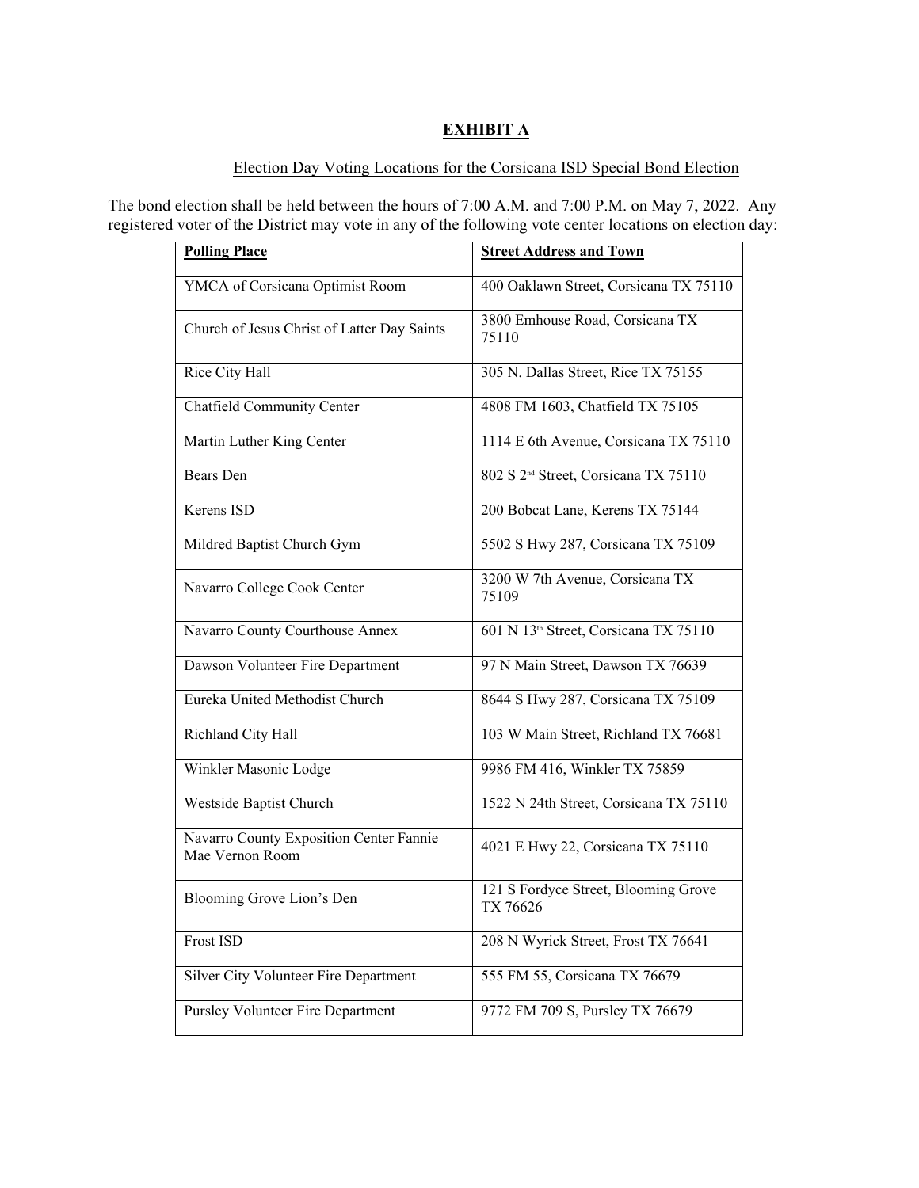# EXHIBIT A

Election Day Voting Locations for the Corsicana ISD Special Bond Election

The bond election shall be held between the hours of 7:00 A.M. and 7:00 P.M. on May 7, 2022. Any registered voter of the District may vote in any of the following vote center locations on election day:

| **Polling Place** | **Street Address and Town** |
|---|---|
| YMCA of Corsicana Optimist Room | 400 Oaklawn Street, Corsicana TX 75110 |
| Church of Jesus Christ of Latter Day Saints | 3800 Emhouse Road, Corsicana TX 75110 |
| Rice City Hall | 305 N. Dallas Street, Rice TX 75155 |
| Chatfield Community Center | 4808 FM 1603, Chatfield TX 75105 |
| Martin Luther King Center | 1114 E 6th Avenue, Corsicana TX 75110 |
| Bears Den | 802 S 2nd Street, Corsicana TX 75110 |
| Kerens ISD | 200 Bobcat Lane, Kerens TX 75144 |
| Mildred Baptist Church Gym | 5502 S Hwy 287, Corsicana TX 75109 |
| Navarro College Cook Center | 3200 W 7th Avenue, Corsicana TX 75109 |
| Navarro County Courthouse Annex | 601 N 13th Street, Corsicana TX 75110 |
| Dawson Volunteer Fire Department | 97 N Main Street, Dawson TX 76639 |
| Eureka United Methodist Church | 8644 S Hwy 287, Corsicana TX 75109 |
| Richland City Hall | 103 W Main Street, Richland TX 76681 |
| Winkler Masonic Lodge | 9986 FM 416, Winkler TX 75859 |
| Westside Baptist Church | 1522 N 24th Street, Corsicana TX 75110 |
| Navarro County Exposition Center Fannie Mae Vernon Room | 4021 E Hwy 22, Corsicana TX 75110 |
| Blooming Grove Lion's Den | 121 S Fordyce Street, Blooming Grove TX 76626 |
| Frost ISD | 208 N Wyrick Street, Frost TX 76641 |
| Silver City Volunteer Fire Department | 555 FM 55, Corsicana TX 76679 |
| Pursley Volunteer Fire Department | 9772 FM 709 S, Pursley TX 76679 |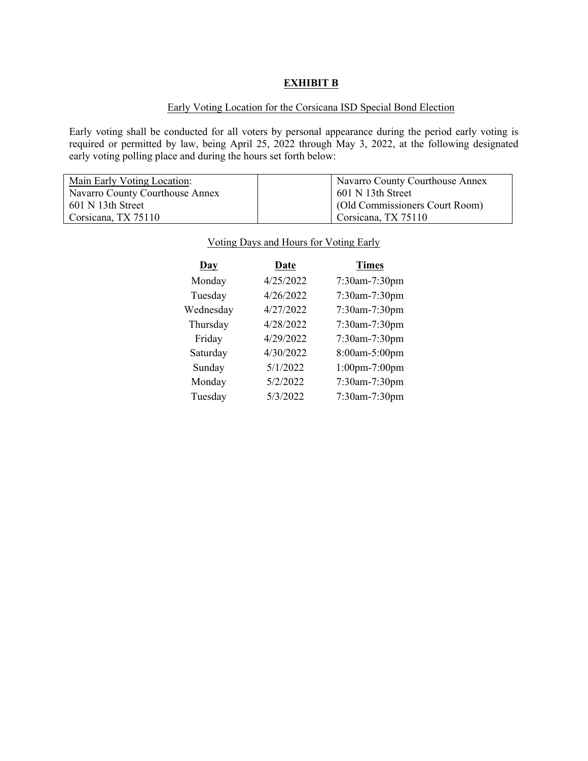## EXHIBIT B

Early Voting Location for the Corsicana ISD Special Bond Election

Early voting shall be conducted for all voters by personal appearance during the period early voting is required or permitted by law, being April 25, 2022 through May 3, 2022, at the following designated early voting polling place and during the hours set forth below:

| Main Early Voting Location:<br>Navarro County Courthouse Annex<br>601 N 13th Street<br>Corsicana, TX 75110 | | Navarro County Courthouse Annex<br>601 N 13th Street<br>(Old Commissioners Court Room)<br>Corsicana, TX 75110 |
|---|---|---|

Voting Days and Hours for Voting Early

| Day | Date | Times |
|---|---|---|
| Monday | 4/25/2022 | 7:30am-7:30pm |
| Tuesday | 4/26/2022 | 7:30am-7:30pm |
| Wednesday | 4/27/2022 | 7:30am-7:30pm |
| Thursday | 4/28/2022 | 7:30am-7:30pm |
| Friday | 4/29/2022 | 7:30am-7:30pm |
| Saturday | 4/30/2022 | 8:00am-5:00pm |
| Sunday | 5/1/2022 | 1:00pm-7:00pm |
| Monday | 5/2/2022 | 7:30am-7:30pm |
| Tuesday | 5/3/2022 | 7:30am-7:30pm |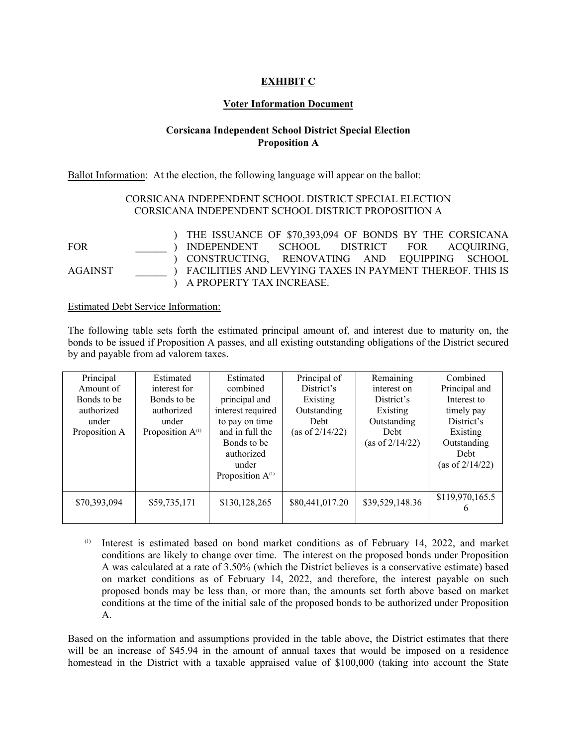## EXHIBIT C

### Voter Information Document

### Corsicana Independent School District Special Election
### Proposition A

Ballot Information: At the election, the following language will appear on the ballot:

CORSICANA INDEPENDENT SCHOOL DISTRICT SPECIAL ELECTION
CORSICANA INDEPENDENT SCHOOL DISTRICT PROPOSITION A

| | | |
|---|---|---|
| FOR | ______ | ) THE ISSUANCE OF $70,393,094 OF BONDS BY THE CORSICANA INDEPENDENT SCHOOL DISTRICT FOR ACQUIRING, CONSTRUCTING, RENOVATING AND EQUIPPING SCHOOL FACILITIES AND LEVYING TAXES IN PAYMENT THEREOF. THIS IS A PROPERTY TAX INCREASE. |
| AGAINST | ______ | |

Estimated Debt Service Information:

The following table sets forth the estimated principal amount of, and interest due to maturity on, the bonds to be issued if Proposition A passes, and all existing outstanding obligations of the District secured by and payable from ad valorem taxes.

| Principal Amount of Bonds to be authorized under Proposition A | Estimated interest for Bonds to be authorized under Proposition A[(1)] | Estimated combined principal and interest required to pay on time and in full the Bonds to be authorized under Proposition A[(1)] | Principal of District's Existing Outstanding Debt (as of 2/14/22) | Remaining interest on District's Existing Outstanding Debt (as of 2/14/22) | Combined Principal and Interest to timely pay District's Existing Outstanding Debt (as of 2/14/22) |
|---|---|---|---|---|---|
| $70,393,094 | $59,735,171 | $130,128,265 | $80,441,017.20 | $39,529,148.36 | $119,970,165.56 |

[(1)] Interest is estimated based on bond market conditions as of February 14, 2022, and market conditions are likely to change over time. The interest on the proposed bonds under Proposition A was calculated at a rate of 3.50% (which the District believes is a conservative estimate) based on market conditions as of February 14, 2022, and therefore, the interest payable on such proposed bonds may be less than, or more than, the amounts set forth above based on market conditions at the time of the initial sale of the proposed bonds to be authorized under Proposition A.

Based on the information and assumptions provided in the table above, the District estimates that there will be an increase of $45.94 in the amount of annual taxes that would be imposed on a residence homestead in the District with a taxable appraised value of $100,000 (taking into account the State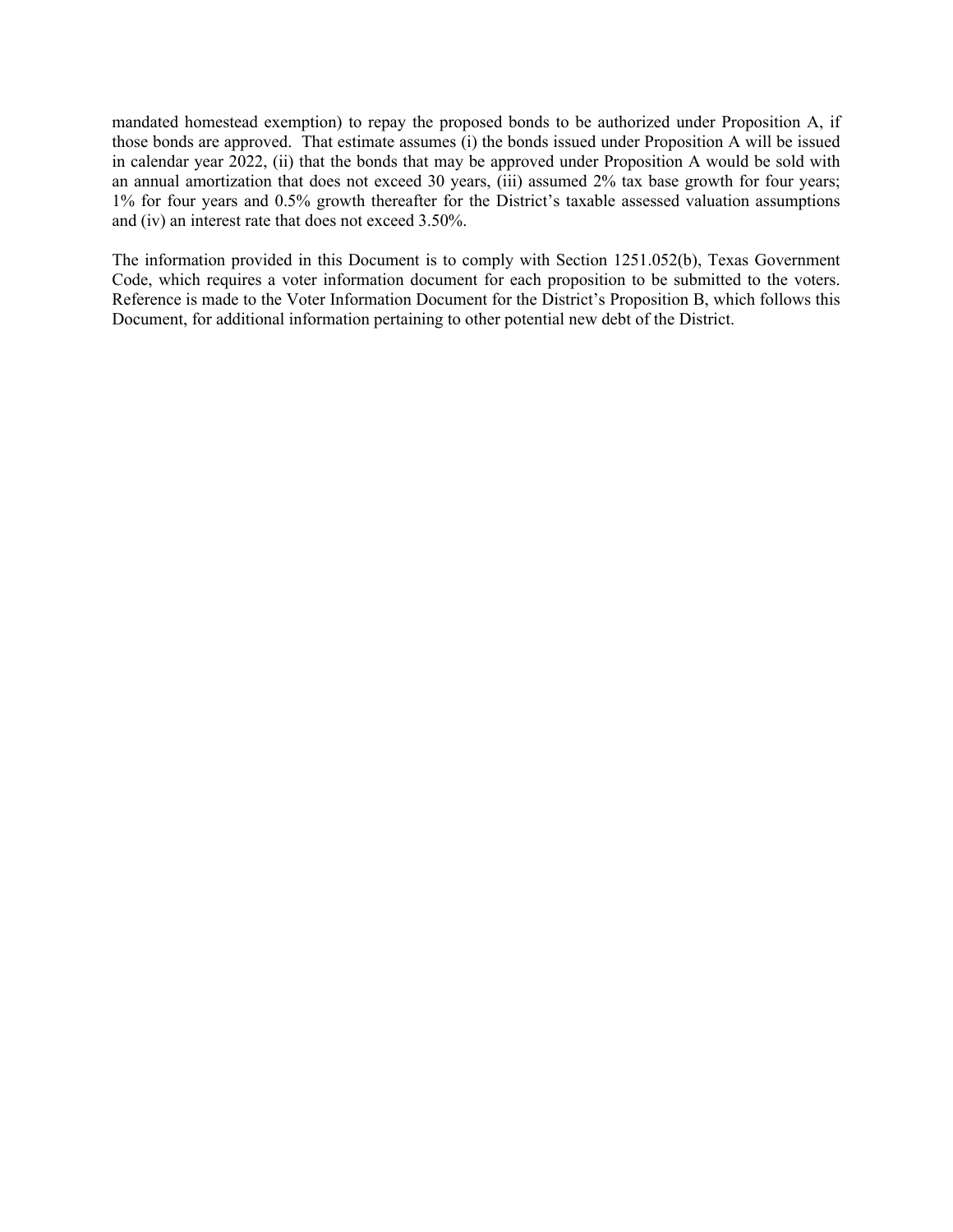mandated homestead exemption) to repay the proposed bonds to be authorized under Proposition A, if those bonds are approved. That estimate assumes (i) the bonds issued under Proposition A will be issued in calendar year 2022, (ii) that the bonds that may be approved under Proposition A would be sold with an annual amortization that does not exceed 30 years, (iii) assumed 2% tax base growth for four years; 1% for four years and 0.5% growth thereafter for the District's taxable assessed valuation assumptions and (iv) an interest rate that does not exceed 3.50%.

The information provided in this Document is to comply with Section 1251.052(b), Texas Government Code, which requires a voter information document for each proposition to be submitted to the voters. Reference is made to the Voter Information Document for the District's Proposition B, which follows this Document, for additional information pertaining to other potential new debt of the District.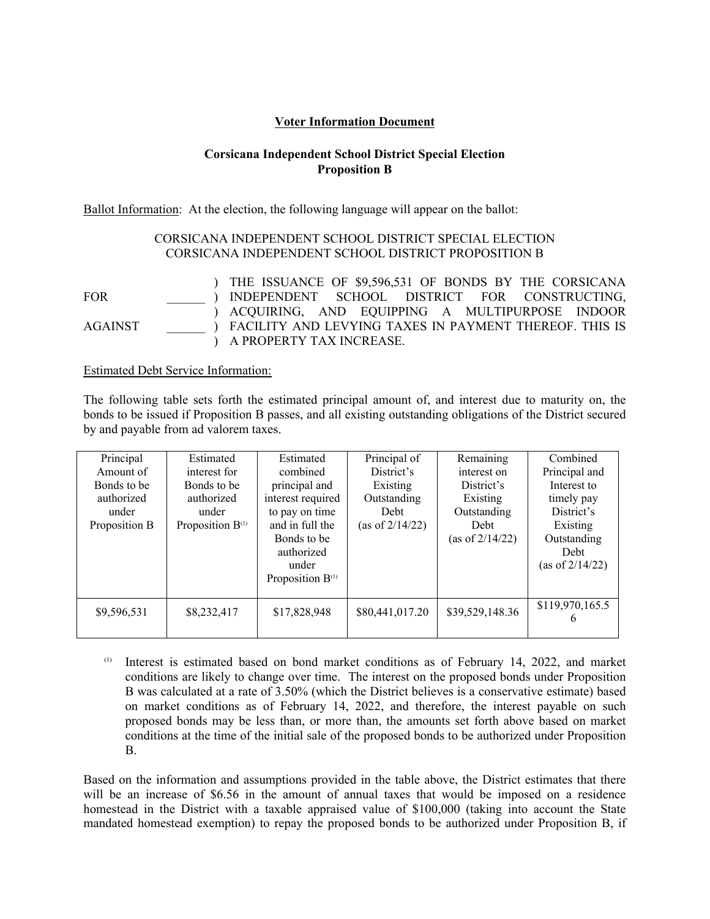**<u>Voter Information Document</u>**

**Corsicana Independent School District Special Election**
**Proposition B**

<u>Ballot Information</u>: At the election, the following language will appear on the ballot:

CORSICANA INDEPENDENT SCHOOL DISTRICT SPECIAL ELECTION
CORSICANA INDEPENDENT SCHOOL DISTRICT PROPOSITION B

| | | |
|---|---|---|
| FOR | ______ | THE ISSUANCE OF $9,596,531 OF BONDS BY THE CORSICANA INDEPENDENT SCHOOL DISTRICT FOR CONSTRUCTING, ACQUIRING, AND EQUIPPING A MULTIPURPOSE INDOOR FACILITY AND LEVYING TAXES IN PAYMENT THEREOF. THIS IS A PROPERTY TAX INCREASE. |
| AGAINST | ______ | |

<u>Estimated Debt Service Information:</u>

The following table sets forth the estimated principal amount of, and interest due to maturity on, the bonds to be issued if Proposition B passes, and all existing outstanding obligations of the District secured by and payable from ad valorem taxes.

| Principal Amount of Bonds to be authorized under Proposition B | Estimated interest for Bonds to be authorized under Proposition B[1] | Estimated combined principal and interest required to pay on time and in full the Bonds to be authorized under Proposition B[1] | Principal of District's Existing Outstanding Debt (as of 2/14/22) | Remaining interest on District's Existing Outstanding Debt (as of 2/14/22) | Combined Principal and Interest to timely pay District's Existing Outstanding Debt (as of 2/14/22) |
|---|---|---|---|---|---|
| $9,596,531 | $8,232,417 | $17,828,948 | $80,441,017.20 | $39,529,148.36 | $119,970,165.56 |

[1] Interest is estimated based on bond market conditions as of February 14, 2022, and market conditions are likely to change over time. The interest on the proposed bonds under Proposition B was calculated at a rate of 3.50% (which the District believes is a conservative estimate) based on market conditions as of February 14, 2022, and therefore, the interest payable on such proposed bonds may be less than, or more than, the amounts set forth above based on market conditions at the time of the initial sale of the proposed bonds to be authorized under Proposition B.

Based on the information and assumptions provided in the table above, the District estimates that there will be an increase of $6.56 in the amount of annual taxes that would be imposed on a residence homestead in the District with a taxable appraised value of $100,000 (taking into account the State mandated homestead exemption) to repay the proposed bonds to be authorized under Proposition B, if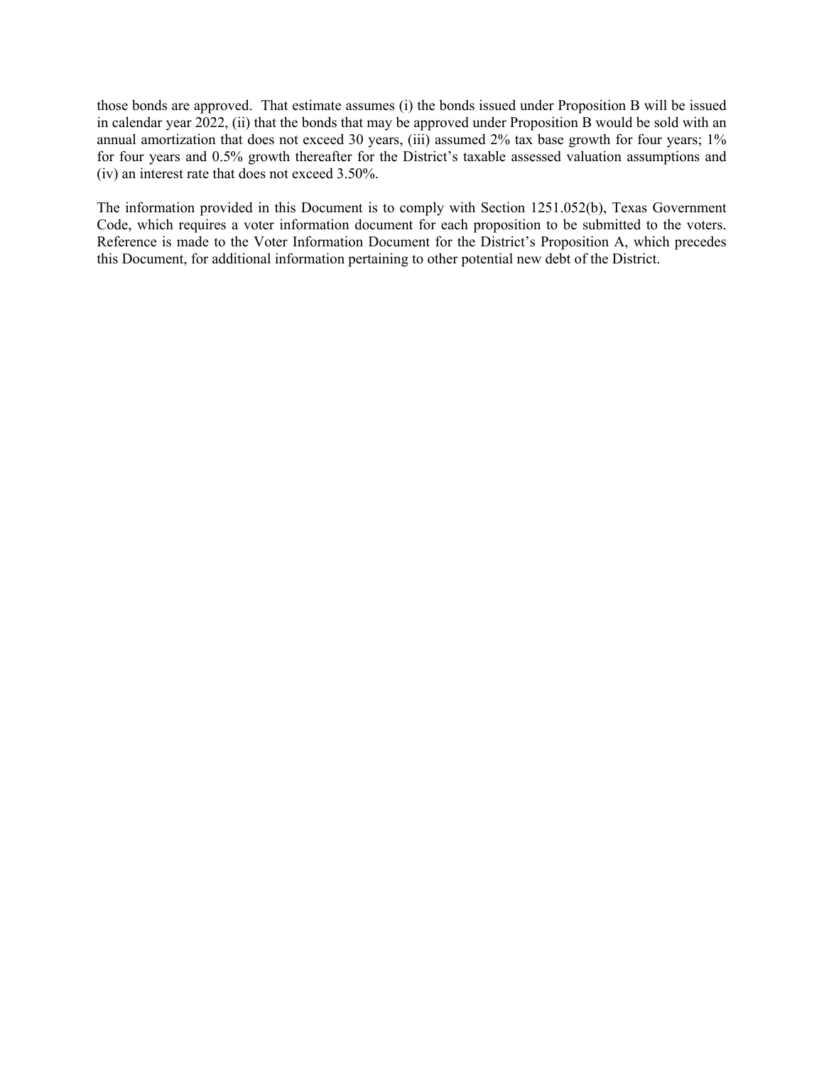those bonds are approved. That estimate assumes (i) the bonds issued under Proposition B will be issued in calendar year 2022, (ii) that the bonds that may be approved under Proposition B would be sold with an annual amortization that does not exceed 30 years, (iii) assumed 2% tax base growth for four years; 1% for four years and 0.5% growth thereafter for the District's taxable assessed valuation assumptions and (iv) an interest rate that does not exceed 3.50%.

The information provided in this Document is to comply with Section 1251.052(b), Texas Government Code, which requires a voter information document for each proposition to be submitted to the voters. Reference is made to the Voter Information Document for the District's Proposition A, which precedes this Document, for additional information pertaining to other potential new debt of the District.